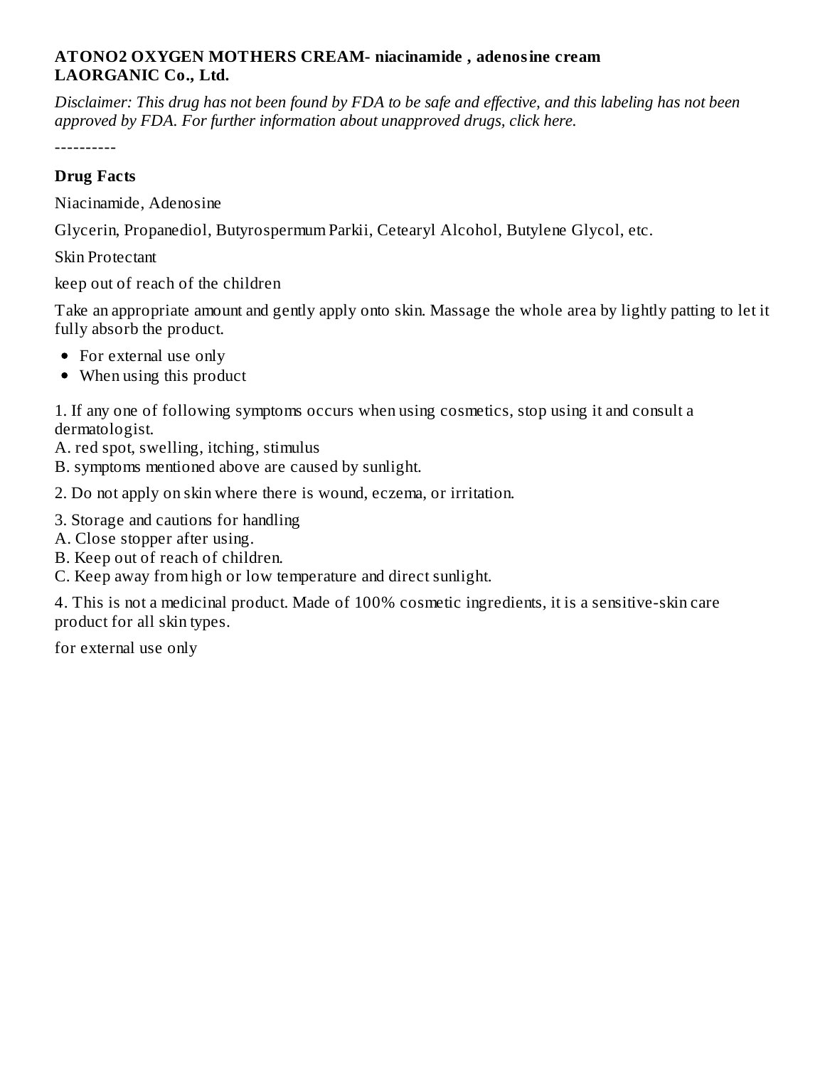**ATONO2 OXYGEN MOTHERS CREAM- niacinamide , adenosine cream**
**LAORGANIC Co., Ltd.**

*Disclaimer: This drug has not been found by FDA to be safe and effective, and this labeling has not been approved by FDA. For further information about unapproved drugs, click here.*

----------

## Drug Facts

Niacinamide, Adenosine

Glycerin, Propanediol, Butyrospermum Parkii, Cetearyl Alcohol, Butylene Glycol, etc.

Skin Protectant

keep out of reach of the children

Take an appropriate amount and gently apply onto skin. Massage the whole area by lightly patting to let it fully absorb the product.

- For external use only
- When using this product

1. If any one of following symptoms occurs when using cosmetics, stop using it and consult a dermatologist.
A. red spot, swelling, itching, stimulus
B. symptoms mentioned above are caused by sunlight.

2. Do not apply on skin where there is wound, eczema, or irritation.

3. Storage and cautions for handling
A. Close stopper after using.
B. Keep out of reach of children.
C. Keep away from high or low temperature and direct sunlight.

4. This is not a medicinal product. Made of 100% cosmetic ingredients, it is a sensitive-skin care product for all skin types.

for external use only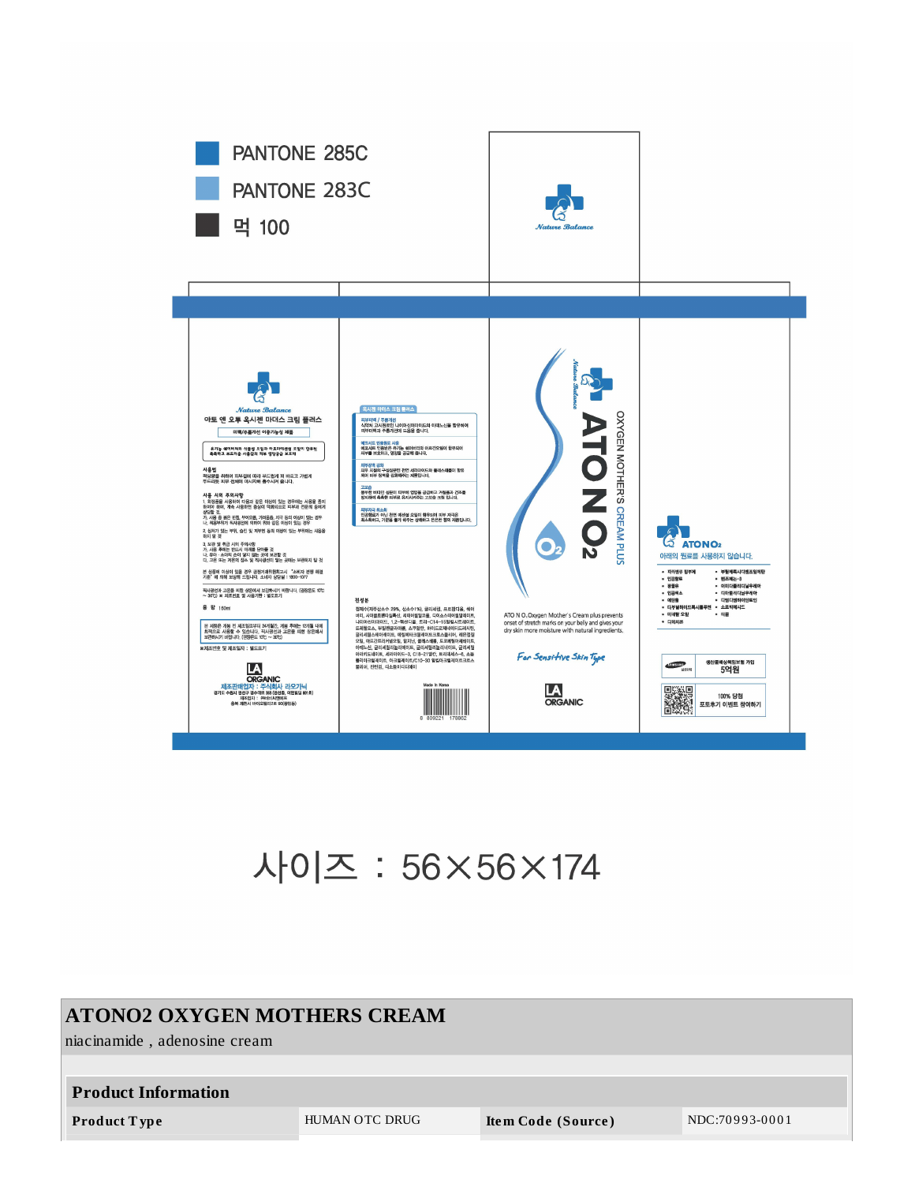PANTONE 285C

PANTONE 283C

먹 100

Nature Balance

아토 엔 오투 옥시젠 마더스 크림 플러스

OXYGEN MOTHER'S CREAM PLUS

ATO N O2

ATO N O,Oxygen Mother's Cream plus prevents onset of stretch marks on your belly and gives your dry skin more moisture with natural ingredients.

For Sensitive Skin Type

LA ORGANIC

ATONO2

아래의 원료를 사용하지 않습니다.

Made in Korea

8 809221 179862

사이즈 : 56×56×174

## ATONO2 OXYGEN MOTHERS CREAM

niacinamide , adenosine cream

| Product Information | | | |
|---|---|---|---|
| **Product Type** | HUMAN OTC DRUG | **Item Code (Source)** | NDC:70993-0001 |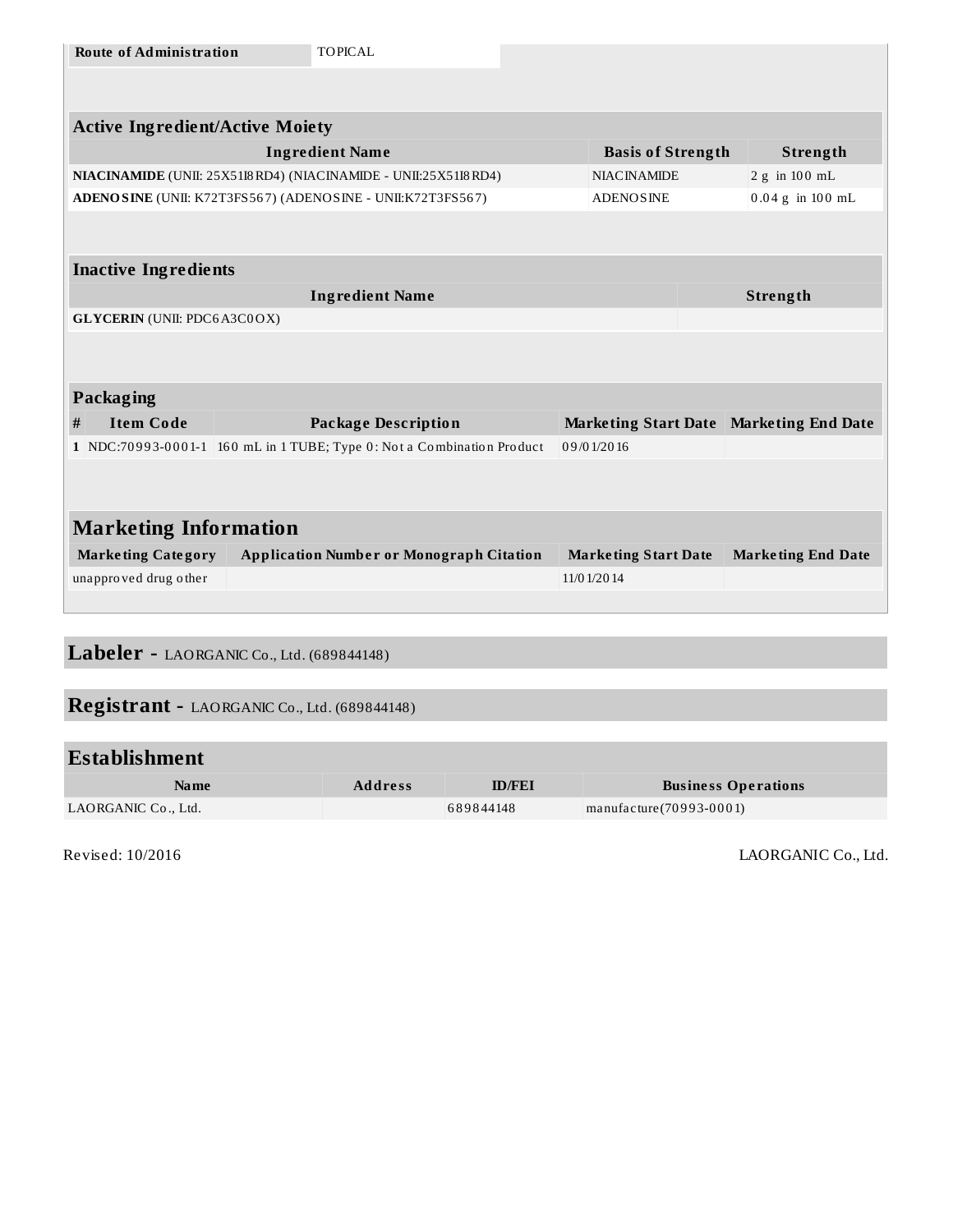| | |
|---|---|
| **Route of Administration** | TOPICAL |

| Active Ingredient/Active Moiety | | |
|---|---|---|
| **Ingredient Name** | **Basis of Strength** | **Strength** |
| **NIACINAMIDE** (UNII: 25X51I8RD4) (NIACINAMIDE - UNII:25X51I8RD4) | NIACINAMIDE | 2 g in 100 mL |
| **ADENOSINE** (UNII: K72T3FS567) (ADENOSINE - UNII:K72T3FS567) | ADENOSINE | 0.04 g in 100 mL |

| Inactive Ingredients | |
|---|---|
| **Ingredient Name** | **Strength** |
| **GLYCERIN** (UNII: PDC6A3C0OX) | |

| Packaging | | | | |
|---|---|---|---|---|
| **#** | **Item Code** | **Package Description** | **Marketing Start Date** | **Marketing End Date** |
| **1** | NDC:70993-0001-1 | 160 mL in 1 TUBE; Type 0: Not a Combination Product | 09/01/2016 | |

| Marketing Information | | | |
|---|---|---|---|
| **Marketing Category** | **Application Number or Monograph Citation** | **Marketing Start Date** | **Marketing End Date** |
| unapproved drug other | | 11/01/2014 | |

## Labeler - LAORGANIC Co., Ltd. (689844148)

## Registrant - LAORGANIC Co., Ltd. (689844148)

## Establishment

| Name | Address | ID/FEI | Business Operations |
|---|---|---|---|
| LAORGANIC Co., Ltd. | | 689844148 | manufacture(70993-0001) |

Revised: 10/2016

LAORGANIC Co., Ltd.